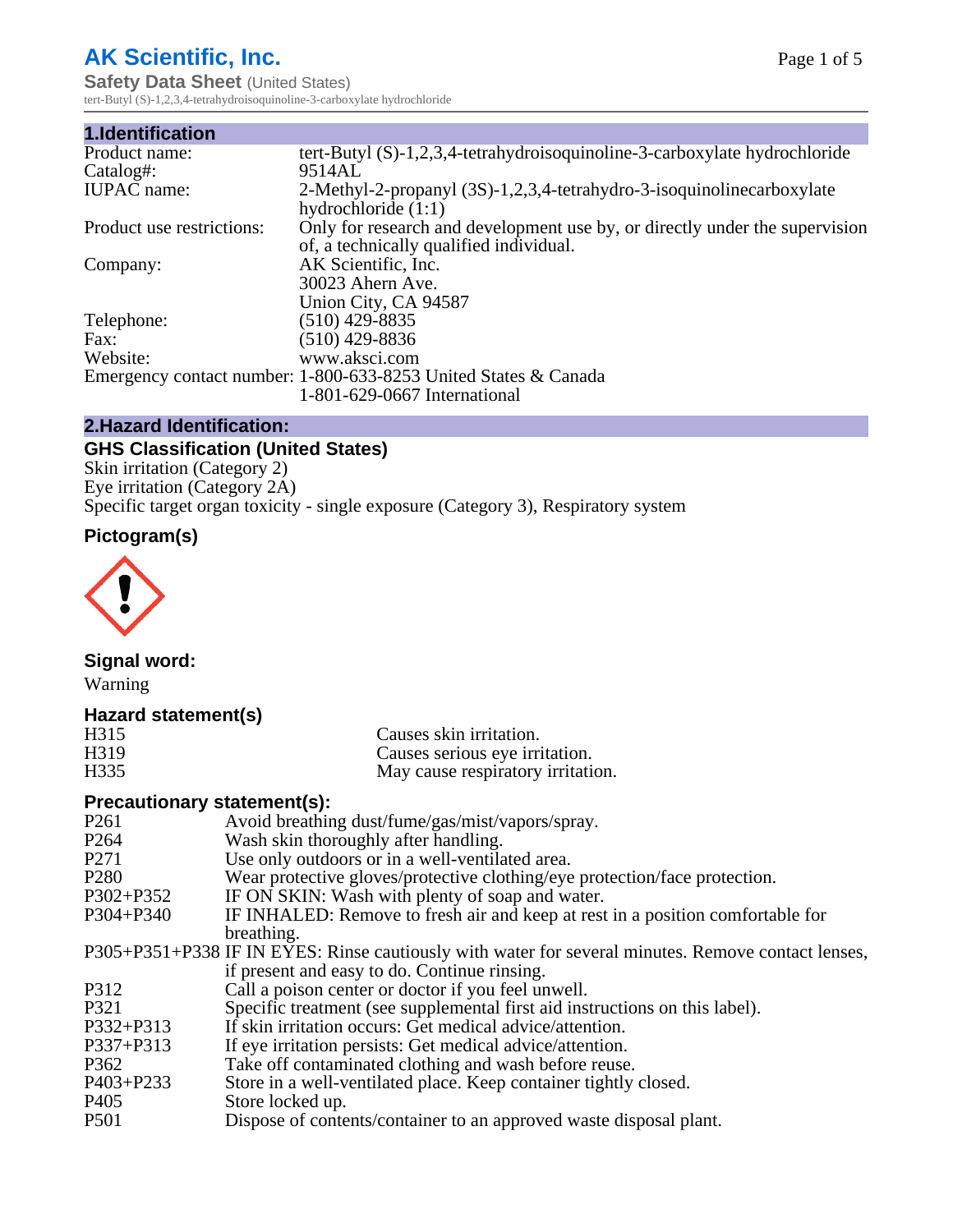# AK Scientific, Inc.

**Safety Data Sheet** (United States)

tert-Butyl (S)-1,2,3,4-tetrahydroisoquinoline-3-carboxylate hydrochloride

## 1.Identification

| | |
|---|---|
| Product name: | tert-Butyl (S)-1,2,3,4-tetrahydroisoquinoline-3-carboxylate hydrochloride |
| Catalog#: | 9514AL |
| IUPAC name: | 2-Methyl-2-propanyl (3S)-1,2,3,4-tetrahydro-3-isoquinolinecarboxylate hydrochloride (1:1) |
| Product use restrictions: | Only for research and development use by, or directly under the supervision of, a technically qualified individual. |
| Company: | AK Scientific, Inc.<br>30023 Ahern Ave.<br>Union City, CA 94587 |
| Telephone: | (510) 429-8835 |
| Fax: | (510) 429-8836 |
| Website: | www.aksci.com |
| Emergency contact number: | 1-800-633-8253 United States & Canada<br>1-801-629-0667 International |

## 2.Hazard Identification:

### GHS Classification (United States)

Skin irritation (Category 2)
Eye irritation (Category 2A)
Specific target organ toxicity - single exposure (Category 3), Respiratory system

### Pictogram(s)

### Signal word:

Warning

### Hazard statement(s)

| | |
|---|---|
| H315 | Causes skin irritation. |
| H319 | Causes serious eye irritation. |
| H335 | May cause respiratory irritation. |

### Precautionary statement(s):

| | |
|---|---|
| P261 | Avoid breathing dust/fume/gas/mist/vapors/spray. |
| P264 | Wash skin thoroughly after handling. |
| P271 | Use only outdoors or in a well-ventilated area. |
| P280 | Wear protective gloves/protective clothing/eye protection/face protection. |
| P302+P352 | IF ON SKIN: Wash with plenty of soap and water. |
| P304+P340 | IF INHALED: Remove to fresh air and keep at rest in a position comfortable for breathing. |
| P305+P351+P338 | IF IN EYES: Rinse cautiously with water for several minutes. Remove contact lenses, if present and easy to do. Continue rinsing. |
| P312 | Call a poison center or doctor if you feel unwell. |
| P321 | Specific treatment (see supplemental first aid instructions on this label). |
| P332+P313 | If skin irritation occurs: Get medical advice/attention. |
| P337+P313 | If eye irritation persists: Get medical advice/attention. |
| P362 | Take off contaminated clothing and wash before reuse. |
| P403+P233 | Store in a well-ventilated place. Keep container tightly closed. |
| P405 | Store locked up. |
| P501 | Dispose of contents/container to an approved waste disposal plant. |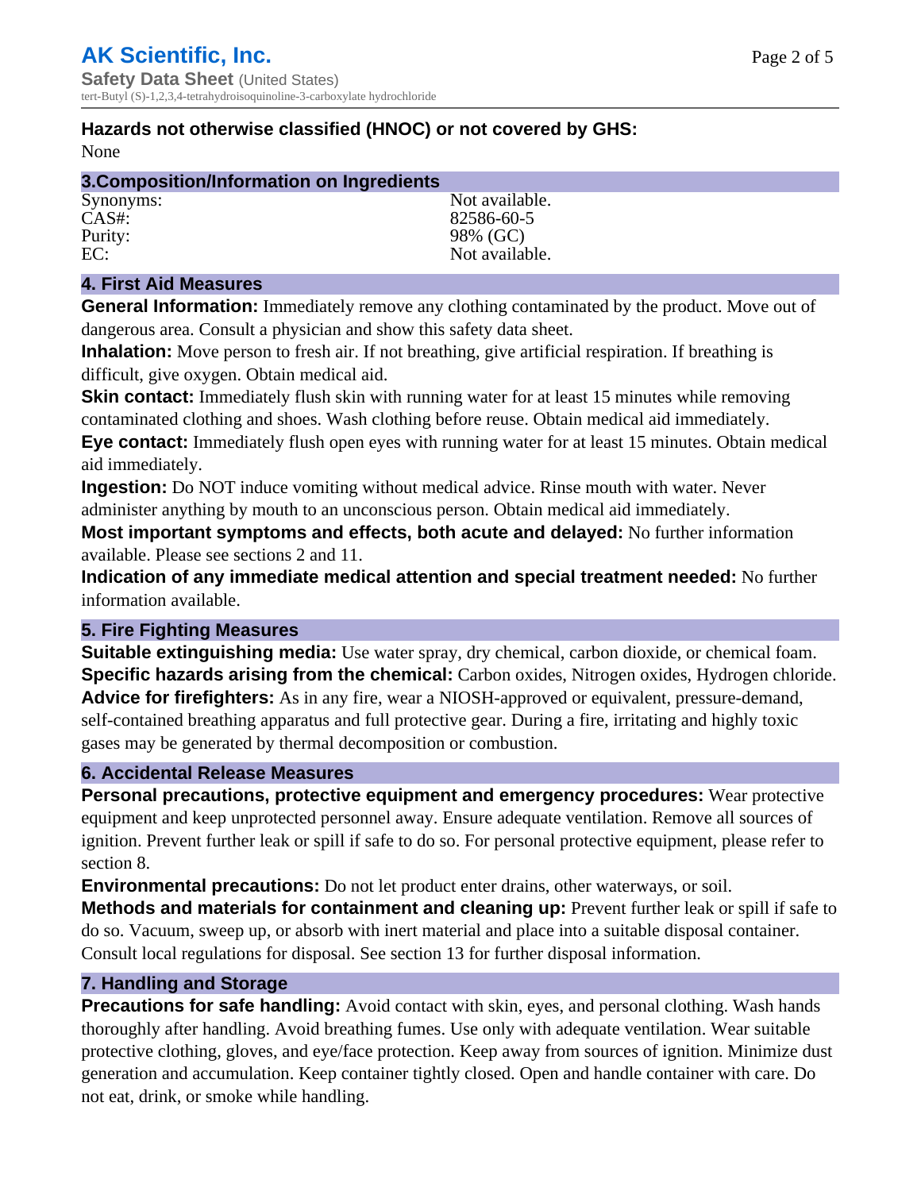**Hazards not otherwise classified (HNOC) or not covered by GHS:**
None

## 3.Composition/Information on Ingredients

| | |
|---|---|
| Synonyms: | Not available. |
| CAS#: | 82586-60-5 |
| Purity: | 98% (GC) |
| EC: | Not available. |

## 4. First Aid Measures

**General Information:** Immediately remove any clothing contaminated by the product. Move out of dangerous area. Consult a physician and show this safety data sheet.

**Inhalation:** Move person to fresh air. If not breathing, give artificial respiration. If breathing is difficult, give oxygen. Obtain medical aid.

**Skin contact:** Immediately flush skin with running water for at least 15 minutes while removing contaminated clothing and shoes. Wash clothing before reuse. Obtain medical aid immediately.

**Eye contact:** Immediately flush open eyes with running water for at least 15 minutes. Obtain medical aid immediately.

**Ingestion:** Do NOT induce vomiting without medical advice. Rinse mouth with water. Never administer anything by mouth to an unconscious person. Obtain medical aid immediately.

**Most important symptoms and effects, both acute and delayed:** No further information available. Please see sections 2 and 11.

**Indication of any immediate medical attention and special treatment needed:** No further information available.

## 5. Fire Fighting Measures

**Suitable extinguishing media:** Use water spray, dry chemical, carbon dioxide, or chemical foam.

**Specific hazards arising from the chemical:** Carbon oxides, Nitrogen oxides, Hydrogen chloride.

**Advice for firefighters:** As in any fire, wear a NIOSH-approved or equivalent, pressure-demand, self-contained breathing apparatus and full protective gear. During a fire, irritating and highly toxic gases may be generated by thermal decomposition or combustion.

## 6. Accidental Release Measures

**Personal precautions, protective equipment and emergency procedures:** Wear protective equipment and keep unprotected personnel away. Ensure adequate ventilation. Remove all sources of ignition. Prevent further leak or spill if safe to do so. For personal protective equipment, please refer to section 8.

**Environmental precautions:** Do not let product enter drains, other waterways, or soil.

**Methods and materials for containment and cleaning up:** Prevent further leak or spill if safe to do so. Vacuum, sweep up, or absorb with inert material and place into a suitable disposal container. Consult local regulations for disposal. See section 13 for further disposal information.

## 7. Handling and Storage

**Precautions for safe handling:** Avoid contact with skin, eyes, and personal clothing. Wash hands thoroughly after handling. Avoid breathing fumes. Use only with adequate ventilation. Wear suitable protective clothing, gloves, and eye/face protection. Keep away from sources of ignition. Minimize dust generation and accumulation. Keep container tightly closed. Open and handle container with care. Do not eat, drink, or smoke while handling.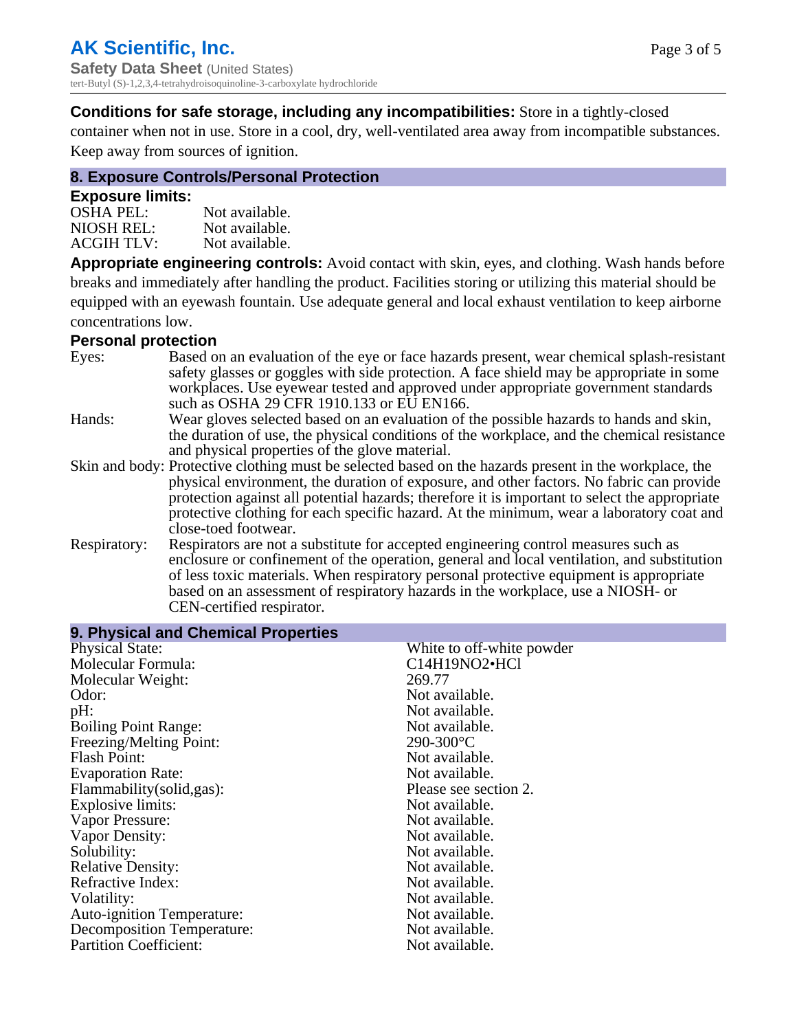**Conditions for safe storage, including any incompatibilities:** Store in a tightly-closed container when not in use. Store in a cool, dry, well-ventilated area away from incompatible substances. Keep away from sources of ignition.

## 8. Exposure Controls/Personal Protection

### Exposure limits:

| | |
|---|---|
| OSHA PEL: | Not available. |
| NIOSH REL: | Not available. |
| ACGIH TLV: | Not available. |

**Appropriate engineering controls:** Avoid contact with skin, eyes, and clothing. Wash hands before breaks and immediately after handling the product. Facilities storing or utilizing this material should be equipped with an eyewash fountain. Use adequate general and local exhaust ventilation to keep airborne concentrations low.

### Personal protection

| | |
|---|---|
| Eyes: | Based on an evaluation of the eye or face hazards present, wear chemical splash-resistant safety glasses or goggles with side protection. A face shield may be appropriate in some workplaces. Use eyewear tested and approved under appropriate government standards such as OSHA 29 CFR 1910.133 or EU EN166. |
| Hands: | Wear gloves selected based on an evaluation of the possible hazards to hands and skin, the duration of use, the physical conditions of the workplace, and the chemical resistance and physical properties of the glove material. |
| Skin and body: | Protective clothing must be selected based on the hazards present in the workplace, the physical environment, the duration of exposure, and other factors. No fabric can provide protection against all potential hazards; therefore it is important to select the appropriate protective clothing for each specific hazard. At the minimum, wear a laboratory coat and close-toed footwear. |
| Respiratory: | Respirators are not a substitute for accepted engineering control measures such as enclosure or confinement of the operation, general and local ventilation, and substitution of less toxic materials. When respiratory personal protective equipment is appropriate based on an assessment of respiratory hazards in the workplace, use a NIOSH- or CEN-certified respirator. |

## 9. Physical and Chemical Properties

| | |
|---|---|
| Physical State: | White to off-white powder |
| Molecular Formula: | $C_{14}H_{19}NO_2 \cdot HCl$ |
| Molecular Weight: | 269.77 |
| Odor: | Not available. |
| pH: | Not available. |
| Boiling Point Range: | Not available. |
| Freezing/Melting Point: | 290-300°C |
| Flash Point: | Not available. |
| Evaporation Rate: | Not available. |
| Flammability(solid,gas): | Please see section 2. |
| Explosive limits: | Not available. |
| Vapor Pressure: | Not available. |
| Vapor Density: | Not available. |
| Solubility: | Not available. |
| Relative Density: | Not available. |
| Refractive Index: | Not available. |
| Volatility: | Not available. |
| Auto-ignition Temperature: | Not available. |
| Decomposition Temperature: | Not available. |
| Partition Coefficient: | Not available. |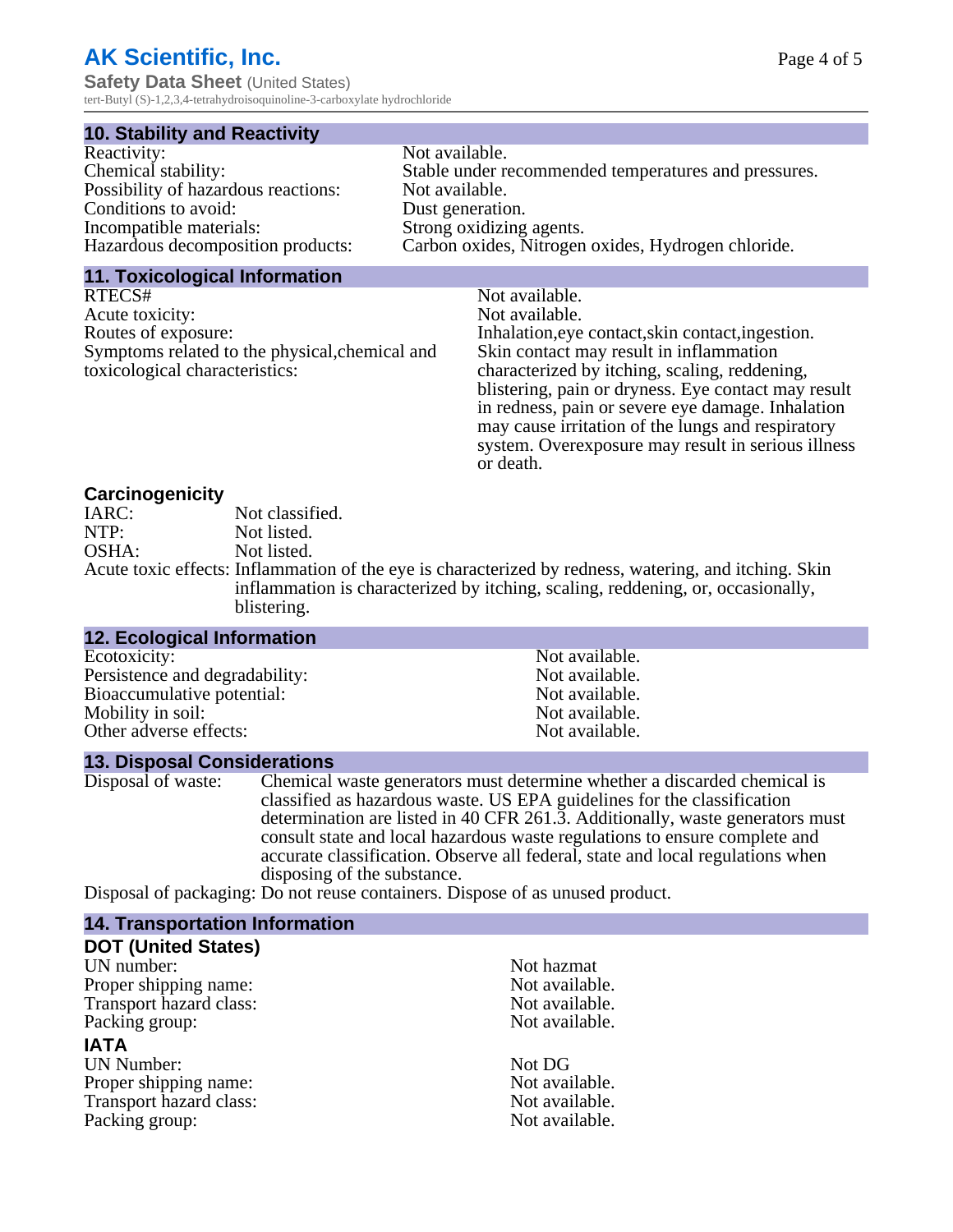## 10. Stability and Reactivity

| | |
|---|---|
| Reactivity: | Not available. |
| Chemical stability: | Stable under recommended temperatures and pressures. |
| Possibility of hazardous reactions: | Not available. |
| Conditions to avoid: | Dust generation. |
| Incompatible materials: | Strong oxidizing agents. |
| Hazardous decomposition products: | Carbon oxides, Nitrogen oxides, Hydrogen chloride. |

## 11. Toxicological Information

| | |
|---|---|
| RTECS# | Not available. |
| Acute toxicity: | Not available. |
| Routes of exposure: | Inhalation,eye contact,skin contact,ingestion. |
| Symptoms related to the physical,chemical and toxicological characteristics: | Skin contact may result in inflammation characterized by itching, scaling, reddening, blistering, pain or dryness. Eye contact may result in redness, pain or severe eye damage. Inhalation may cause irritation of the lungs and respiratory system. Overexposure may result in serious illness or death. |

### Carcinogenicity

| | |
|---|---|
| IARC: | Not classified. |
| NTP: | Not listed. |
| OSHA: | Not listed. |
| Acute toxic effects: | Inflammation of the eye is characterized by redness, watering, and itching. Skin inflammation is characterized by itching, scaling, reddening, or, occasionally, blistering. |

## 12. Ecological Information

| | |
|---|---|
| Ecotoxicity: | Not available. |
| Persistence and degradability: | Not available. |
| Bioaccumulative potential: | Not available. |
| Mobility in soil: | Not available. |
| Other adverse effects: | Not available. |

## 13. Disposal Considerations

Disposal of waste: Chemical waste generators must determine whether a discarded chemical is classified as hazardous waste. US EPA guidelines for the classification determination are listed in 40 CFR 261.3. Additionally, waste generators must consult state and local hazardous waste regulations to ensure complete and accurate classification. Observe all federal, state and local regulations when disposing of the substance.

Disposal of packaging: Do not reuse containers. Dispose of as unused product.

## 14. Transportation Information

### DOT (United States)

| | |
|---|---|
| UN number: | Not hazmat |
| Proper shipping name: | Not available. |
| Transport hazard class: | Not available. |
| Packing group: | Not available. |

### IATA

| | |
|---|---|
| UN Number: | Not DG |
| Proper shipping name: | Not available. |
| Transport hazard class: | Not available. |
| Packing group: | Not available. |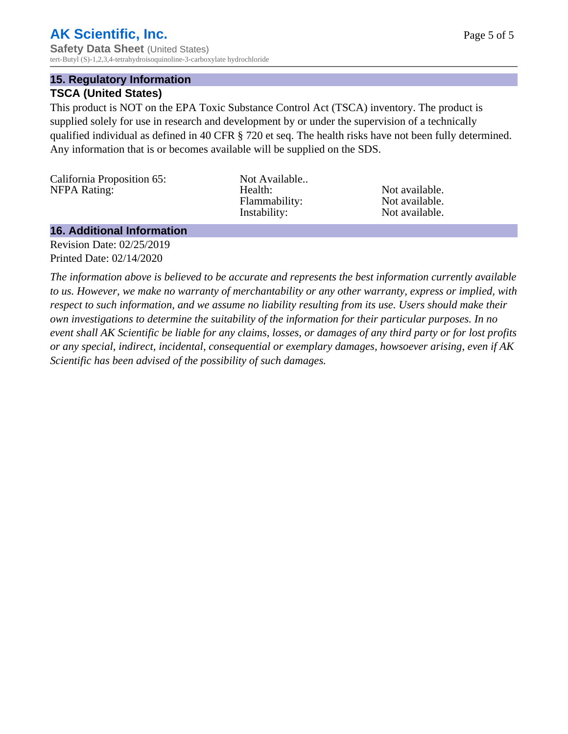## 15. Regulatory Information

### TSCA (United States)

This product is NOT on the EPA Toxic Substance Control Act (TSCA) inventory. The product is supplied solely for use in research and development by or under the supervision of a technically qualified individual as defined in 40 CFR § 720 et seq. The health risks have not been fully determined. Any information that is or becomes available will be supplied on the SDS.

| | | |
|---|---|---|
| California Proposition 65: | Not Available.. | |
| NFPA Rating: | Health: | Not available. |
| | Flammability: | Not available. |
| | Instability: | Not available. |

## 16. Additional Information

Revision Date: 02/25/2019
Printed Date: 02/14/2020

*The information above is believed to be accurate and represents the best information currently available to us. However, we make no warranty of merchantability or any other warranty, express or implied, with respect to such information, and we assume no liability resulting from its use. Users should make their own investigations to determine the suitability of the information for their particular purposes. In no event shall AK Scientific be liable for any claims, losses, or damages of any third party or for lost profits or any special, indirect, incidental, consequential or exemplary damages, howsoever arising, even if AK Scientific has been advised of the possibility of such damages.*